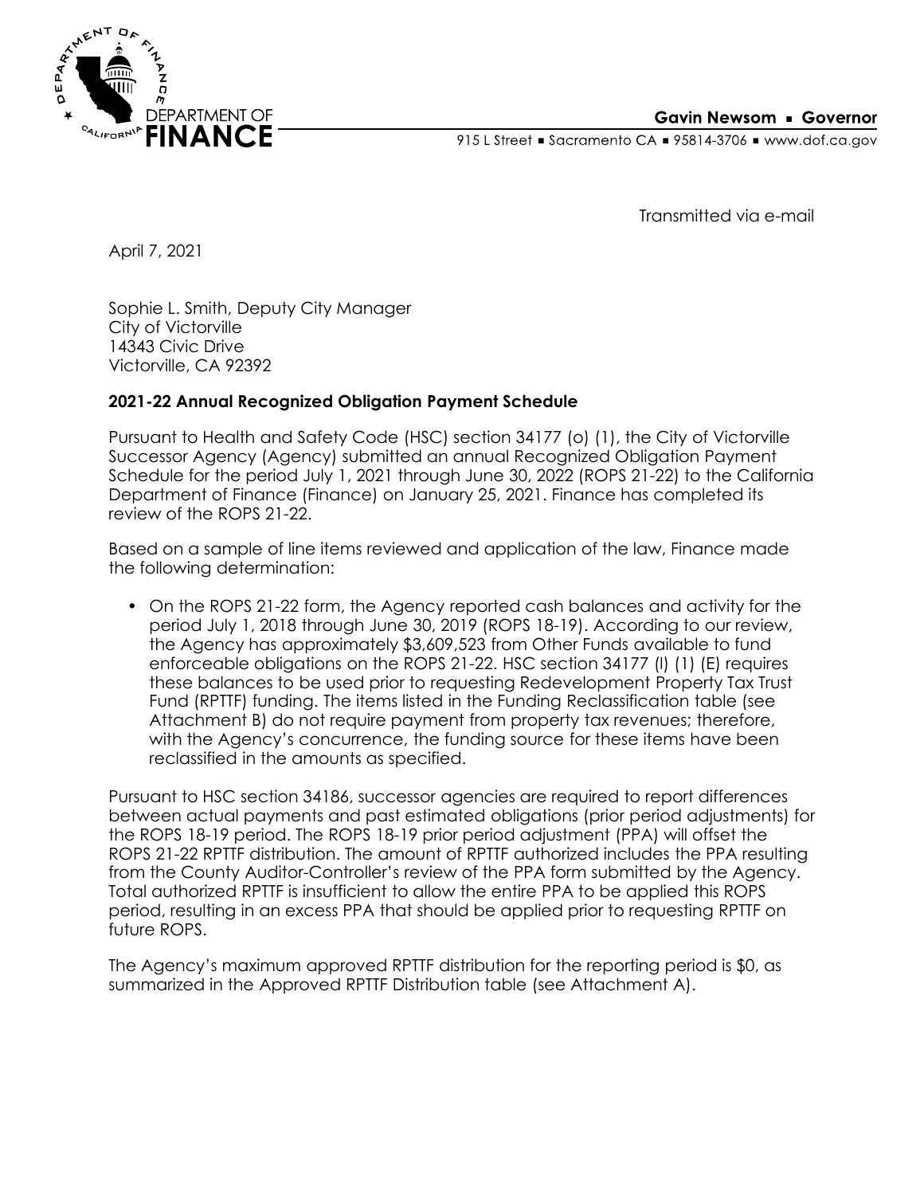DEPARTMENT OF FINANCE

**Gavin Newsom ▪ Governor**

915 L Street ▪ Sacramento CA ▪ 95814-3706 ▪ www.dof.ca.gov

Transmitted via e-mail

April 7, 2021

Sophie L. Smith, Deputy City Manager
City of Victorville
14343 Civic Drive
Victorville, CA 92392

**2021-22 Annual Recognized Obligation Payment Schedule**

Pursuant to Health and Safety Code (HSC) section 34177 (o) (1), the City of Victorville Successor Agency (Agency) submitted an annual Recognized Obligation Payment Schedule for the period July 1, 2021 through June 30, 2022 (ROPS 21-22) to the California Department of Finance (Finance) on January 25, 2021. Finance has completed its review of the ROPS 21-22.

Based on a sample of line items reviewed and application of the law, Finance made the following determination:

- On the ROPS 21-22 form, the Agency reported cash balances and activity for the period July 1, 2018 through June 30, 2019 (ROPS 18-19). According to our review, the Agency has approximately $3,609,523 from Other Funds available to fund enforceable obligations on the ROPS 21-22. HSC section 34177 (l) (1) (E) requires these balances to be used prior to requesting Redevelopment Property Tax Trust Fund (RPTTF) funding. The items listed in the Funding Reclassification table (see Attachment B) do not require payment from property tax revenues; therefore, with the Agency's concurrence, the funding source for these items have been reclassified in the amounts as specified.

Pursuant to HSC section 34186, successor agencies are required to report differences between actual payments and past estimated obligations (prior period adjustments) for the ROPS 18-19 period. The ROPS 18-19 prior period adjustment (PPA) will offset the ROPS 21-22 RPTTF distribution. The amount of RPTTF authorized includes the PPA resulting from the County Auditor-Controller's review of the PPA form submitted by the Agency. Total authorized RPTTF is insufficient to allow the entire PPA to be applied this ROPS period, resulting in an excess PPA that should be applied prior to requesting RPTTF on future ROPS.

The Agency's maximum approved RPTTF distribution for the reporting period is $0, as summarized in the Approved RPTTF Distribution table (see Attachment A).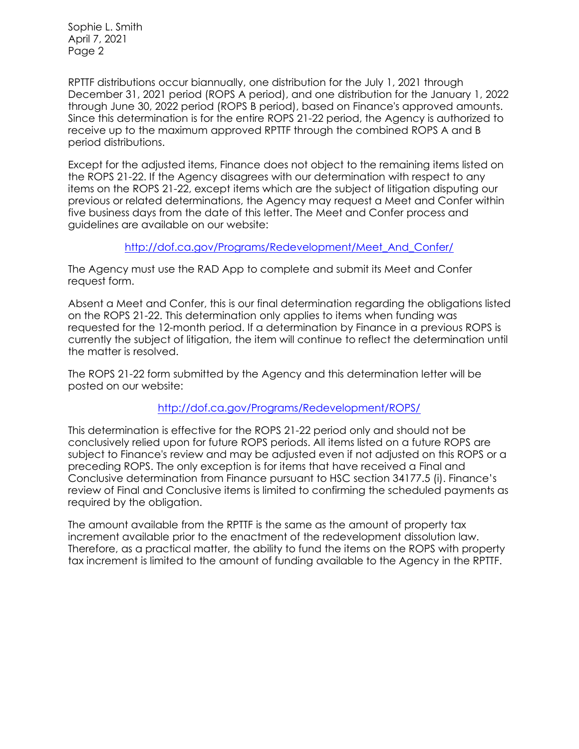RPTTF distributions occur biannually, one distribution for the July 1, 2021 through December 31, 2021 period (ROPS A period), and one distribution for the January 1, 2022 through June 30, 2022 period (ROPS B period), based on Finance's approved amounts. Since this determination is for the entire ROPS 21-22 period, the Agency is authorized to receive up to the maximum approved RPTTF through the combined ROPS A and B period distributions.

Except for the adjusted items, Finance does not object to the remaining items listed on the ROPS 21-22. If the Agency disagrees with our determination with respect to any items on the ROPS 21-22, except items which are the subject of litigation disputing our previous or related determinations, the Agency may request a Meet and Confer within five business days from the date of this letter. The Meet and Confer process and guidelines are available on our website:

http://dof.ca.gov/Programs/Redevelopment/Meet_And_Confer/

The Agency must use the RAD App to complete and submit its Meet and Confer request form.

Absent a Meet and Confer, this is our final determination regarding the obligations listed on the ROPS 21-22. This determination only applies to items when funding was requested for the 12-month period. If a determination by Finance in a previous ROPS is currently the subject of litigation, the item will continue to reflect the determination until the matter is resolved.

The ROPS 21-22 form submitted by the Agency and this determination letter will be posted on our website:

http://dof.ca.gov/Programs/Redevelopment/ROPS/

This determination is effective for the ROPS 21-22 period only and should not be conclusively relied upon for future ROPS periods. All items listed on a future ROPS are subject to Finance's review and may be adjusted even if not adjusted on this ROPS or a preceding ROPS. The only exception is for items that have received a Final and Conclusive determination from Finance pursuant to HSC section 34177.5 (i). Finance's review of Final and Conclusive items is limited to confirming the scheduled payments as required by the obligation.

The amount available from the RPTTF is the same as the amount of property tax increment available prior to the enactment of the redevelopment dissolution law. Therefore, as a practical matter, the ability to fund the items on the ROPS with property tax increment is limited to the amount of funding available to the Agency in the RPTTF.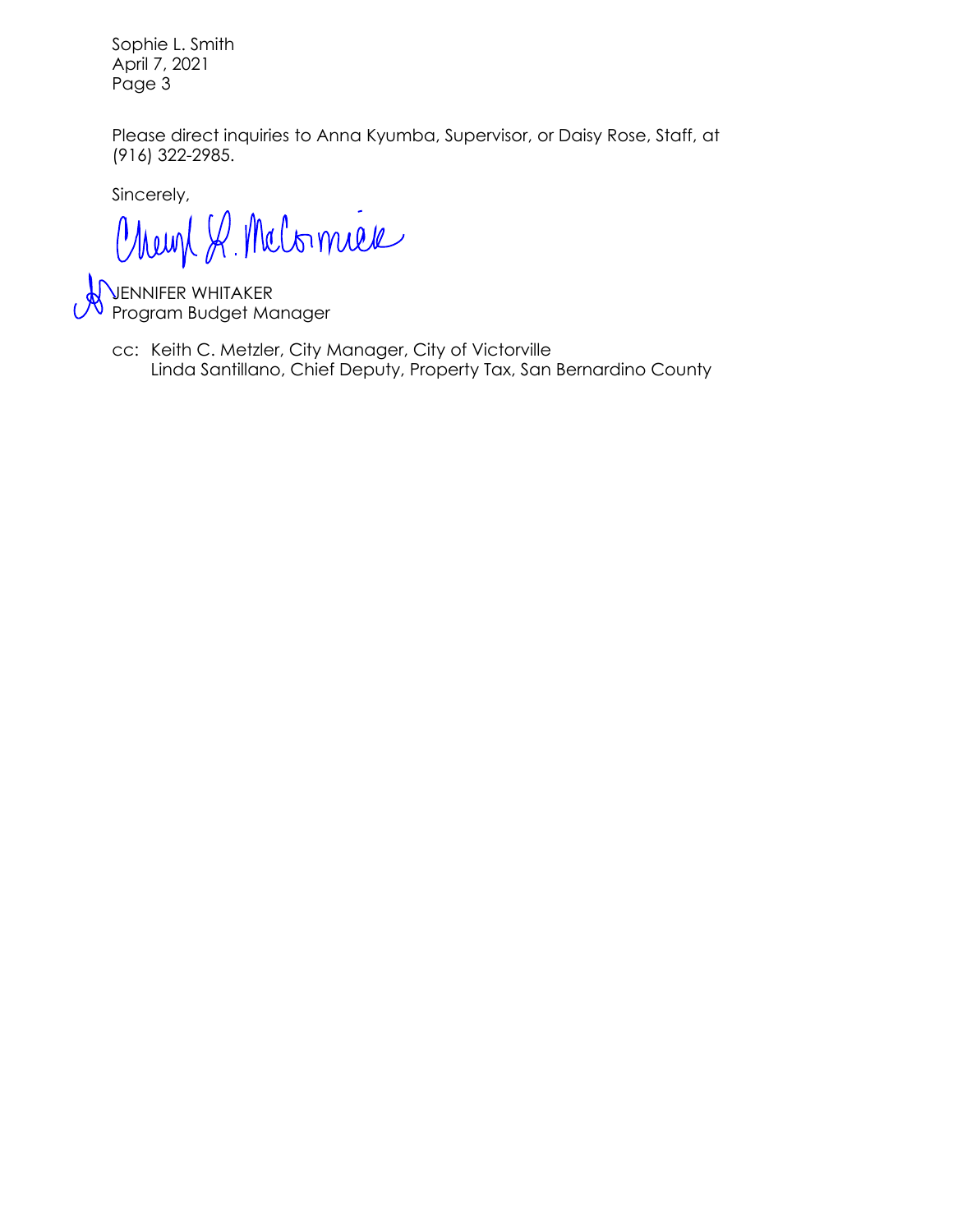Sophie L. Smith
April 7, 2021

Please direct inquiries to Anna Kyumba, Supervisor, or Daisy Rose, Staff, at (916) 322-2985.

Sincerely,

JENNIFER WHITAKER
Program Budget Manager

cc: Keith C. Metzler, City Manager, City of Victorville
Linda Santillano, Chief Deputy, Property Tax, San Bernardino County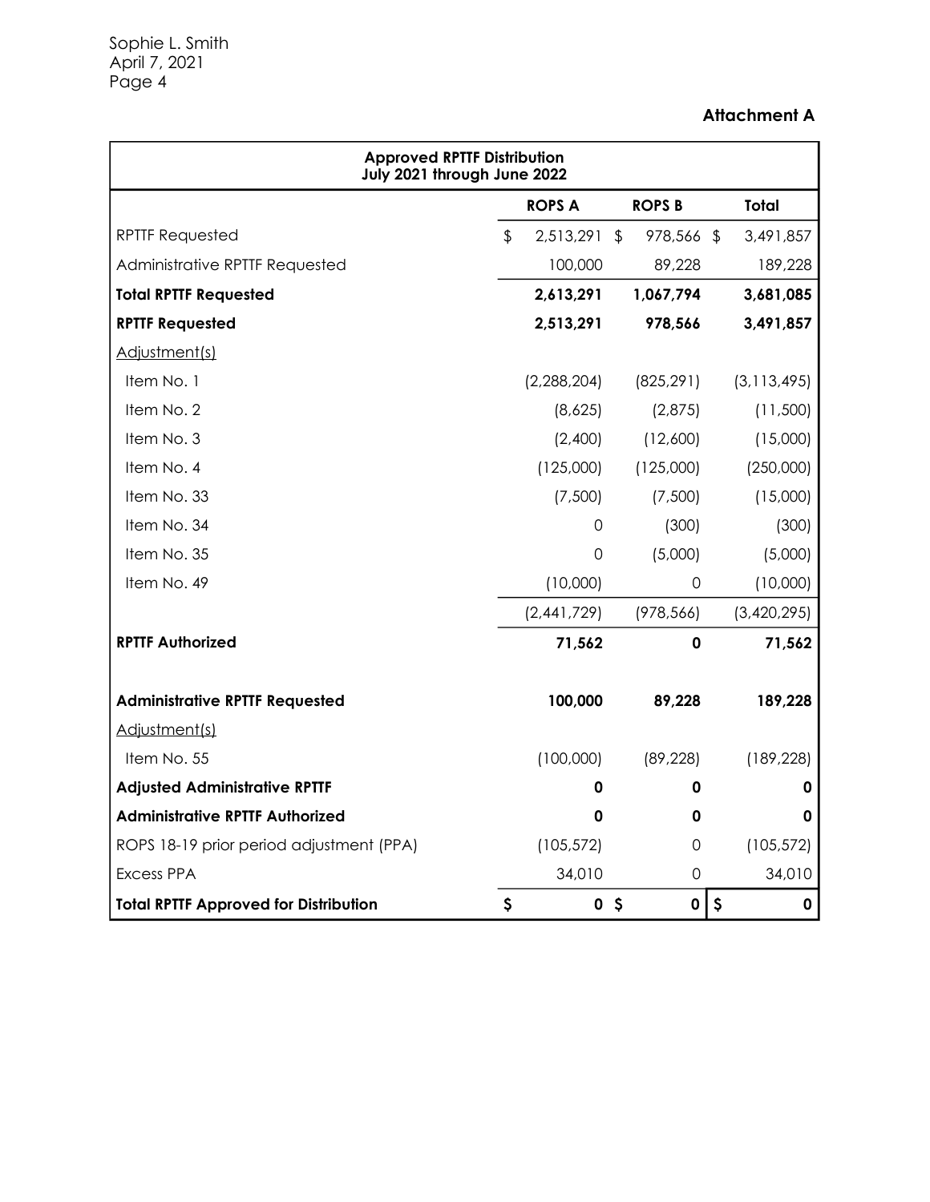**Attachment A**

| Approved RPTTF Distribution<br>July 2021 through June 2022 | | | |
|---|---|---|---|
| | **ROPS A** | **ROPS B** | **Total** |
| RPTTF Requested | $ 2,513,291 | $ 978,566 | $ 3,491,857 |
| Administrative RPTTF Requested | 100,000 | 89,228 | 189,228 |
| **Total RPTTF Requested** | **2,613,291** | **1,067,794** | **3,681,085** |
| **RPTTF Requested** | **2,513,291** | **978,566** | **3,491,857** |
| Adjustment(s) | | | |
| Item No. 1 | (2,288,204) | (825,291) | (3,113,495) |
| Item No. 2 | (8,625) | (2,875) | (11,500) |
| Item No. 3 | (2,400) | (12,600) | (15,000) |
| Item No. 4 | (125,000) | (125,000) | (250,000) |
| Item No. 33 | (7,500) | (7,500) | (15,000) |
| Item No. 34 | 0 | (300) | (300) |
| Item No. 35 | 0 | (5,000) | (5,000) |
| Item No. 49 | (10,000) | 0 | (10,000) |
| | (2,441,729) | (978,566) | (3,420,295) |
| **RPTTF Authorized** | **71,562** | **0** | **71,562** |
| **Administrative RPTTF Requested** | **100,000** | **89,228** | **189,228** |
| Adjustment(s) | | | |
| Item No. 55 | (100,000) | (89,228) | (189,228) |
| **Adjusted Administrative RPTTF** | **0** | **0** | **0** |
| **Administrative RPTTF Authorized** | **0** | **0** | **0** |
| ROPS 18-19 prior period adjustment (PPA) | (105,572) | 0 | (105,572) |
| Excess PPA | 34,010 | 0 | 34,010 |
| **Total RPTTF Approved for Distribution** | **$ 0** | **$ 0** | **$ 0** |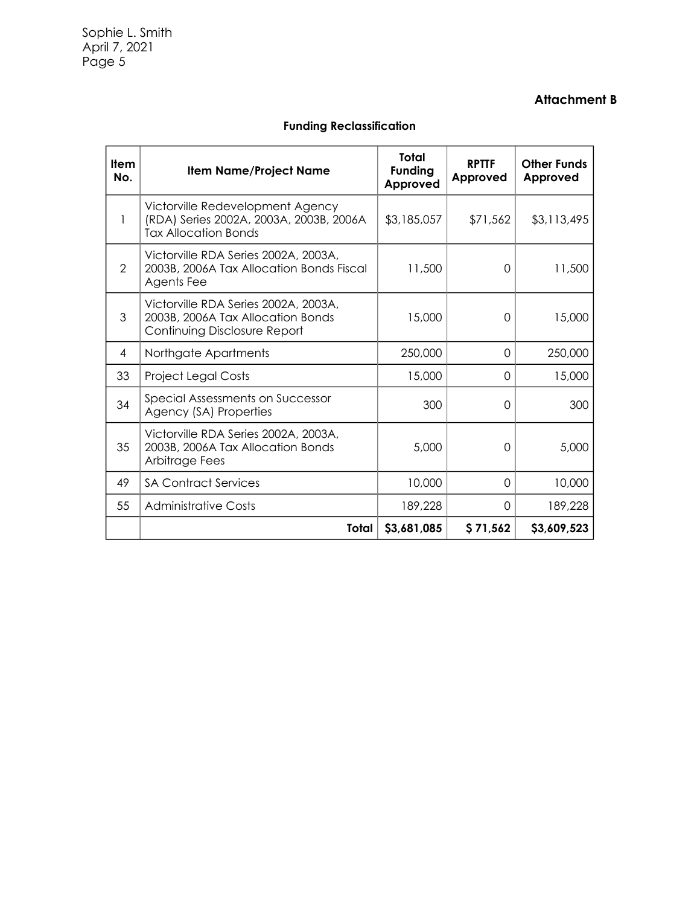**Attachment B**

**Funding Reclassification**

| Item No. | Item Name/Project Name | Total Funding Approved | RPTTF Approved | Other Funds Approved |
|---|---|---|---|---|
| 1 | Victorville Redevelopment Agency (RDA) Series 2002A, 2003A, 2003B, 2006A Tax Allocation Bonds | $3,185,057 | $71,562 | $3,113,495 |
| 2 | Victorville RDA Series 2002A, 2003A, 2003B, 2006A Tax Allocation Bonds Fiscal Agents Fee | 11,500 | 0 | 11,500 |
| 3 | Victorville RDA Series 2002A, 2003A, 2003B, 2006A Tax Allocation Bonds Continuing Disclosure Report | 15,000 | 0 | 15,000 |
| 4 | Northgate Apartments | 250,000 | 0 | 250,000 |
| 33 | Project Legal Costs | 15,000 | 0 | 15,000 |
| 34 | Special Assessments on Successor Agency (SA) Properties | 300 | 0 | 300 |
| 35 | Victorville RDA Series 2002A, 2003A, 2003B, 2006A Tax Allocation Bonds Arbitrage Fees | 5,000 | 0 | 5,000 |
| 49 | SA Contract Services | 10,000 | 0 | 10,000 |
| 55 | Administrative Costs | 189,228 | 0 | 189,228 |
| | **Total** | **$3,681,085** | **$ 71,562** | **$3,609,523** |